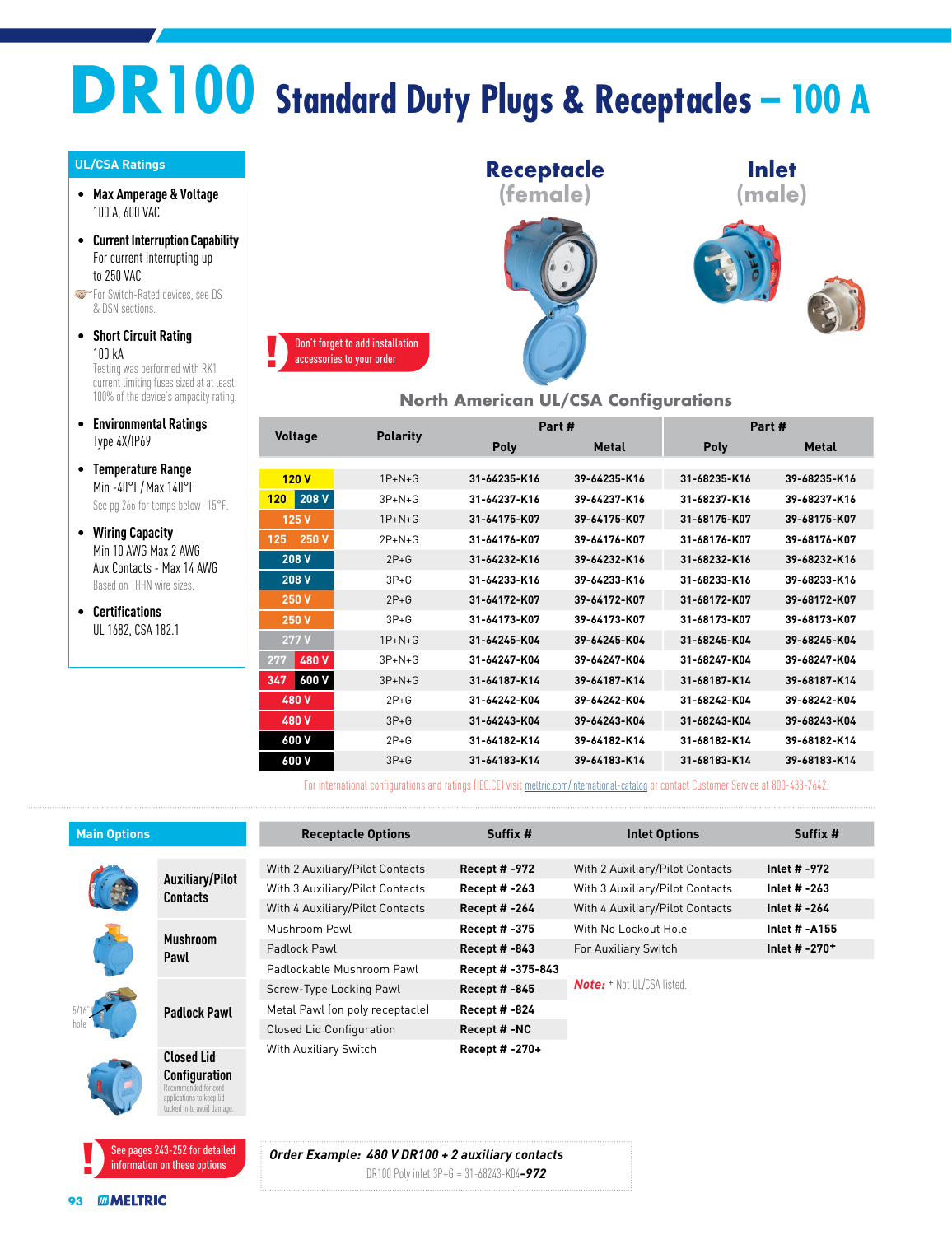# DR100 Standard Duty Plugs & Receptacles – 100 A

## UL/CSA Ratings

- **Max Amperage & Voltage**
  100 A, 600 VAC
- **Current Interruption Capability**
  For current interrupting up to 250 VAC
  For Switch-Rated devices, see DS & DSN sections.
- **Short Circuit Rating**
  100 kA
  Testing was performed with RK1 current limiting fuses sized at at least 100% of the device's ampacity rating.
- **Environmental Ratings**
  Type 4X/IP69
- **Temperature Range**
  Min -40°F / Max 140°F
  See pg 266 for temps below -15°F.
- **Wiring Capacity**
  Min 10 AWG Max 2 AWG
  Aux Contacts - Max 14 AWG
  Based on THHN wire sizes.
- **Certifications**
  UL 1682, CSA 182.1

**Receptacle (female)** | **Inlet (male)**

**!** Don't forget to add installation accessories to your order

## North American UL/CSA Configurations

| Voltage | Polarity | Receptacle Part # Poly | Receptacle Part # Metal | Inlet Part # Poly | Inlet Part # Metal |
|---|---|---|---|---|---|
| 120 V | 1P+N+G | 31-64235-K16 | 39-64235-K16 | 31-68235-K16 | 39-68235-K16 |
| 120 / 208 V | 3P+N+G | 31-64237-K16 | 39-64237-K16 | 31-68237-K16 | 39-68237-K16 |
| 125 V | 1P+N+G | 31-64175-K07 | 39-64175-K07 | 31-68175-K07 | 39-68175-K07 |
| 125 / 250 V | 2P+N+G | 31-64176-K07 | 39-64176-K07 | 31-68176-K07 | 39-68176-K07 |
| 208 V | 2P+G | 31-64232-K16 | 39-64232-K16 | 31-68232-K16 | 39-68232-K16 |
| 208 V | 3P+G | 31-64233-K16 | 39-64233-K16 | 31-68233-K16 | 39-68233-K16 |
| 250 V | 2P+G | 31-64172-K07 | 39-64172-K07 | 31-68172-K07 | 39-68172-K07 |
| 250 V | 3P+G | 31-64173-K07 | 39-64173-K07 | 31-68173-K07 | 39-68173-K07 |
| 277 V | 1P+N+G | 31-64245-K04 | 39-64245-K04 | 31-68245-K04 | 39-68245-K04 |
| 277 / 480 V | 3P+N+G | 31-64247-K04 | 39-64247-K04 | 31-68247-K04 | 39-68247-K04 |
| 347 / 600 V | 3P+N+G | 31-64187-K14 | 39-64187-K14 | 31-68187-K14 | 39-68187-K14 |
| 480 V | 2P+G | 31-64242-K04 | 39-64242-K04 | 31-68242-K04 | 39-68242-K04 |
| 480 V | 3P+G | 31-64243-K04 | 39-64243-K04 | 31-68243-K04 | 39-68243-K04 |
| 600 V | 2P+G | 31-64182-K14 | 39-64182-K14 | 31-68182-K14 | 39-68182-K14 |
| 600 V | 3P+G | 31-64183-K14 | 39-64183-K14 | 31-68183-K14 | 39-68183-K14 |

For international configurations and ratings (IEC,CE) visit meltric.com/international-catalog or contact Customer Service at 800-433-7642.

## Main Options

- Auxiliary/Pilot Contacts
- Mushroom Pawl
- Padlock Pawl (5/16" hole)
- Closed Lid Configuration — Recommended for cord applications to keep lid tucked in to avoid damage.

| Receptacle Options | Suffix # | Inlet Options | Suffix # |
|---|---|---|---|
| With 2 Auxiliary/Pilot Contacts | Recept # -972 | With 2 Auxiliary/Pilot Contacts | Inlet # -972 |
| With 3 Auxiliary/Pilot Contacts | Recept # -263 | With 3 Auxiliary/Pilot Contacts | Inlet # -263 |
| With 4 Auxiliary/Pilot Contacts | Recept # -264 | With 4 Auxiliary/Pilot Contacts | Inlet # -264 |
| Mushroom Pawl | Recept # -375 | With No Lockout Hole | Inlet # -A155 |
| Padlock Pawl | Recept # -843 | For Auxiliary Switch | Inlet # -270+ |
| Padlockable Mushroom Pawl | Recept # -375-843 | | |
| Screw-Type Locking Pawl | Recept # -845 | | |
| Metal Pawl (on poly receptacle) | Recept # -824 | | |
| Closed Lid Configuration | Recept # -NC | | |
| With Auxiliary Switch | Recept # -270+ | | |

***Note:*** + Not UL/CSA listed.

**!** See pages 243-252 for detailed information on these options

***Order Example: 480 V DR100 + 2 auxiliary contacts***
DR100 Poly inlet 3P+G = 31-68243-K04***-972***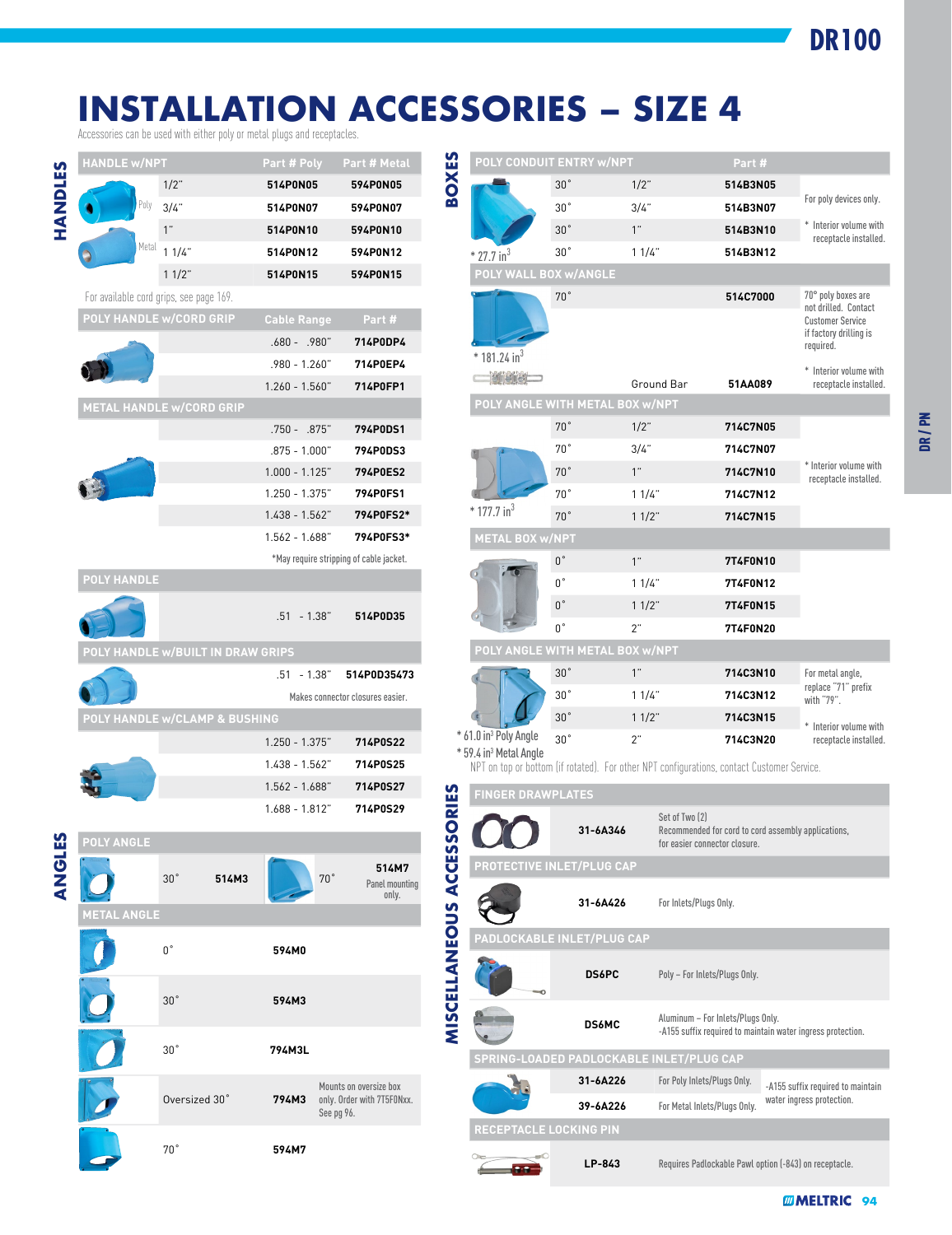# INSTALLATION ACCESSORIES – SIZE 4

Accessories can be used with either poly or metal plugs and receptacles.

## HANDLES

| HANDLE w/NPT | Part # Poly | Part # Metal |
|---|---|---|
| 1/2" | 514P0N05 | 594P0N05 |
| 3/4" | 514P0N07 | 594P0N07 |
| 1" | 514P0N10 | 594P0N10 |
| 1 1/4" | 514P0N12 | 594P0N12 |
| 1 1/2" | 514P0N15 | 594P0N15 |

Poly / Metal

For available cord grips, see page 169.

| POLY HANDLE w/CORD GRIP | Cable Range | Part # |
|---|---|---|
| | .680 - .980" | 714P0DP4 |
| | .980 - 1.260" | 714P0EP4 |
| | 1.260 - 1.560" | 714P0FP1 |

| METAL HANDLE w/CORD GRIP | Cable Range | Part # |
|---|---|---|
| | .750 - .875" | 794P0DS1 |
| | .875 - 1.000" | 794P0DS3 |
| | 1.000 - 1.125" | 794P0ES2 |
| | 1.250 - 1.375" | 794P0FS1 |
| | 1.438 - 1.562" | 794P0FS2* |
| | 1.562 - 1.688" | 794P0FS3* |

*May require stripping of cable jacket.

| POLY HANDLE | | |
|---|---|---|
| | .51 - 1.38" | 514P0D35 |

| POLY HANDLE w/BUILT IN DRAW GRIPS | | |
|---|---|---|
| | .51 - 1.38" | 514P0D35473 |

Makes connector closures easier.

| POLY HANDLE w/CLAMP & BUSHING | | |
|---|---|---|
| | 1.250 - 1.375" | 714P0S22 |
| | 1.438 - 1.562" | 714P0S25 |
| | 1.562 - 1.688" | 714P0S27 |
| | 1.688 - 1.812" | 714P0S29 |

## ANGLES

| POLY ANGLE | | | |
|---|---|---|---|
| 30˚ | 514M3 | 70˚ | 514M7 Panel mounting only. |

| METAL ANGLE | | |
|---|---|---|
| 0˚ | 594M0 | |
| 30˚ | 594M3 | |
| 30˚ | 794M3L | |
| Oversized 30˚ | 794M3 | Mounts on oversize box only. Order with 7T5F0Nxx. See pg 96. |
| 70˚ | 594M7 | |

## BOXES

| POLY CONDUIT ENTRY w/NPT | | Part # | |
|---|---|---|---|
| 30˚ | 1/2" | 514B3N05 | For poly devices only. |
| 30˚ | 3/4" | 514B3N07 | |
| 30˚ | 1" | 514B3N10 | * Interior volume with receptacle installed. |
| 30˚ | 1 1/4" | 514B3N12 | |

* 27.7 $in^3$

| POLY WALL BOX w/ANGLE | | | |
|---|---|---|---|
| 70˚ | | 514C7000 | 70° poly boxes are not drilled. Contact Customer Service if factory drilling is required. |
| | Ground Bar | 51AA089 | * Interior volume with receptacle installed. |

* 181.24 $in^3$

| POLY ANGLE WITH METAL BOX w/NPT | | | |
|---|---|---|---|
| 70˚ | 1/2" | 714C7N05 | |
| 70˚ | 3/4" | 714C7N07 | |
| 70˚ | 1" | 714C7N10 | * Interior volume with receptacle installed. |
| 70˚ | 1 1/4" | 714C7N12 | |
| 70˚ | 1 1/2" | 714C7N15 | |

* 177.7 $in^3$

| METAL BOX w/NPT | | |
|---|---|---|
| 0˚ | 1" | 7T4F0N10 |
| 0˚ | 1 1/4" | 7T4F0N12 |
| 0˚ | 1 1/2" | 7T4F0N15 |
| 0˚ | 2" | 7T4F0N20 |

| POLY ANGLE WITH METAL BOX w/NPT | | | |
|---|---|---|---|
| 30˚ | 1" | 714C3N10 | For metal angle, replace "71" prefix with "79". |
| 30˚ | 1 1/4" | 714C3N12 | |
| 30˚ | 1 1/2" | 714C3N15 | * Interior volume with receptacle installed. |
| 30˚ | 2" | 714C3N20 | |

* 61.0 $in^3$ Poly Angle
* 59.4 $in^3$ Metal Angle

NPT on top or bottom (if rotated). For other NPT configurations, contact Customer Service.

## MISCELLANEOUS ACCESSORIES

| FINGER DRAWPLATES | |
|---|---|
| 31-6A346 | Set of Two (2) Recommended for cord to cord assembly applications, for easier connector closure. |

| PROTECTIVE INLET/PLUG CAP | |
|---|---|
| 31-6A426 | For Inlets/Plugs Only. |

| PADLOCKABLE INLET/PLUG CAP | |
|---|---|
| DS6PC | Poly – For Inlets/Plugs Only. |
| DS6MC | Aluminum – For Inlets/Plugs Only. -A155 suffix required to maintain water ingress protection. |

| SPRING-LOADED PADLOCKABLE INLET/PLUG CAP | | |
|---|---|---|
| 31-6A226 | For Poly Inlets/Plugs Only. | -A155 suffix required to maintain water ingress protection. |
| 39-6A226 | For Metal Inlets/Plugs Only. | |

| RECEPTACLE LOCKING PIN | |
|---|---|
| LP-843 | Requires Padlockable Pawl option (-843) on receptacle. |